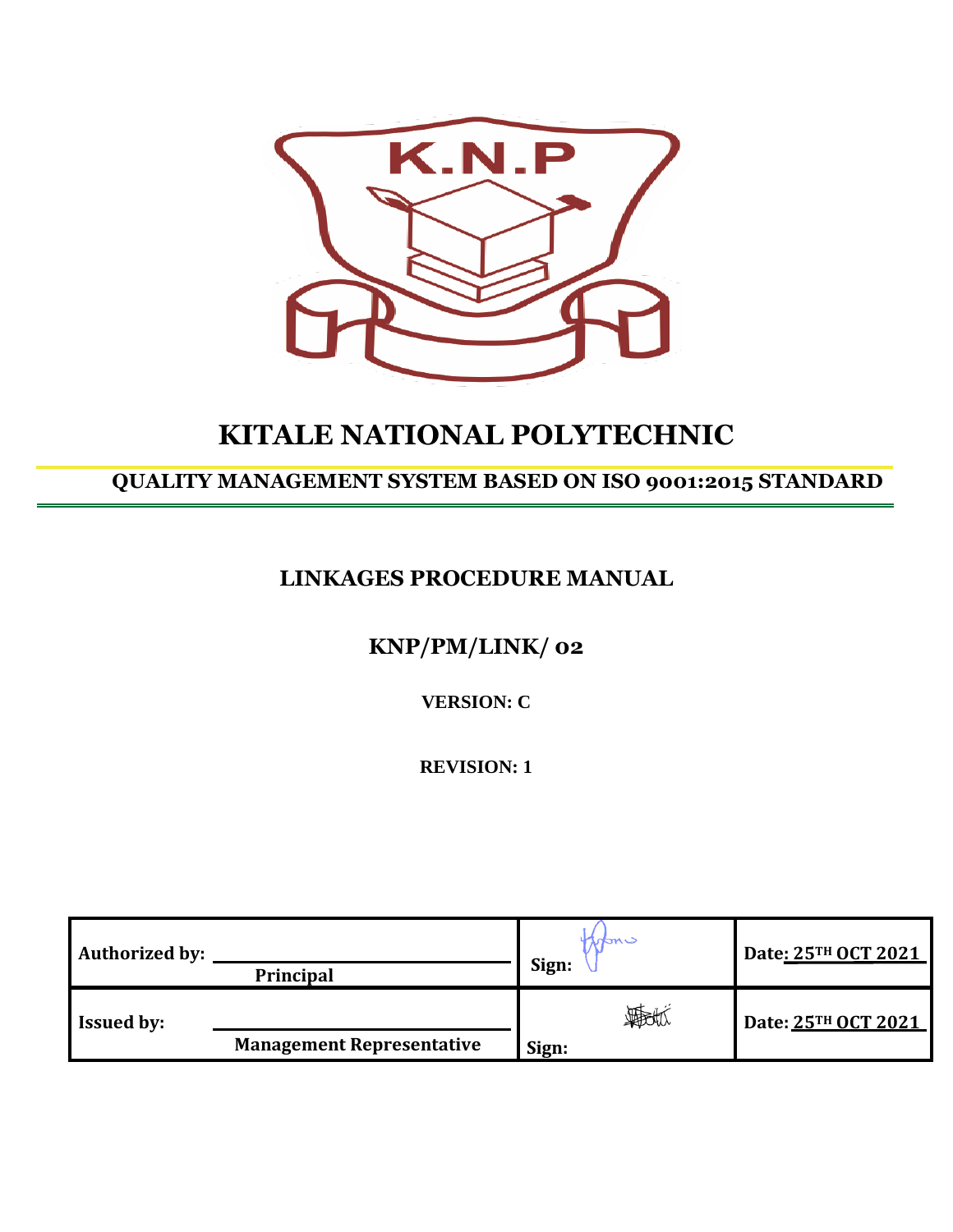# KITALE NATIONAL POLYTECHNIC

## QUALITY MANAGEMENT SYSTEM BASED ON ISO 9001:2015 STANDARD

## LINKAGES PROCEDURE MANUAL

## KNP/PM/LINK/ 02

**VERSION: C**

**REVISION: 1**

| | | |
|---|---|---|
| **Authorized by:** Principal | **Sign:** | **Date: 25TH OCT 2021** |
| **Issued by:** Management Representative | **Sign:** | **Date: 25TH OCT 2021** |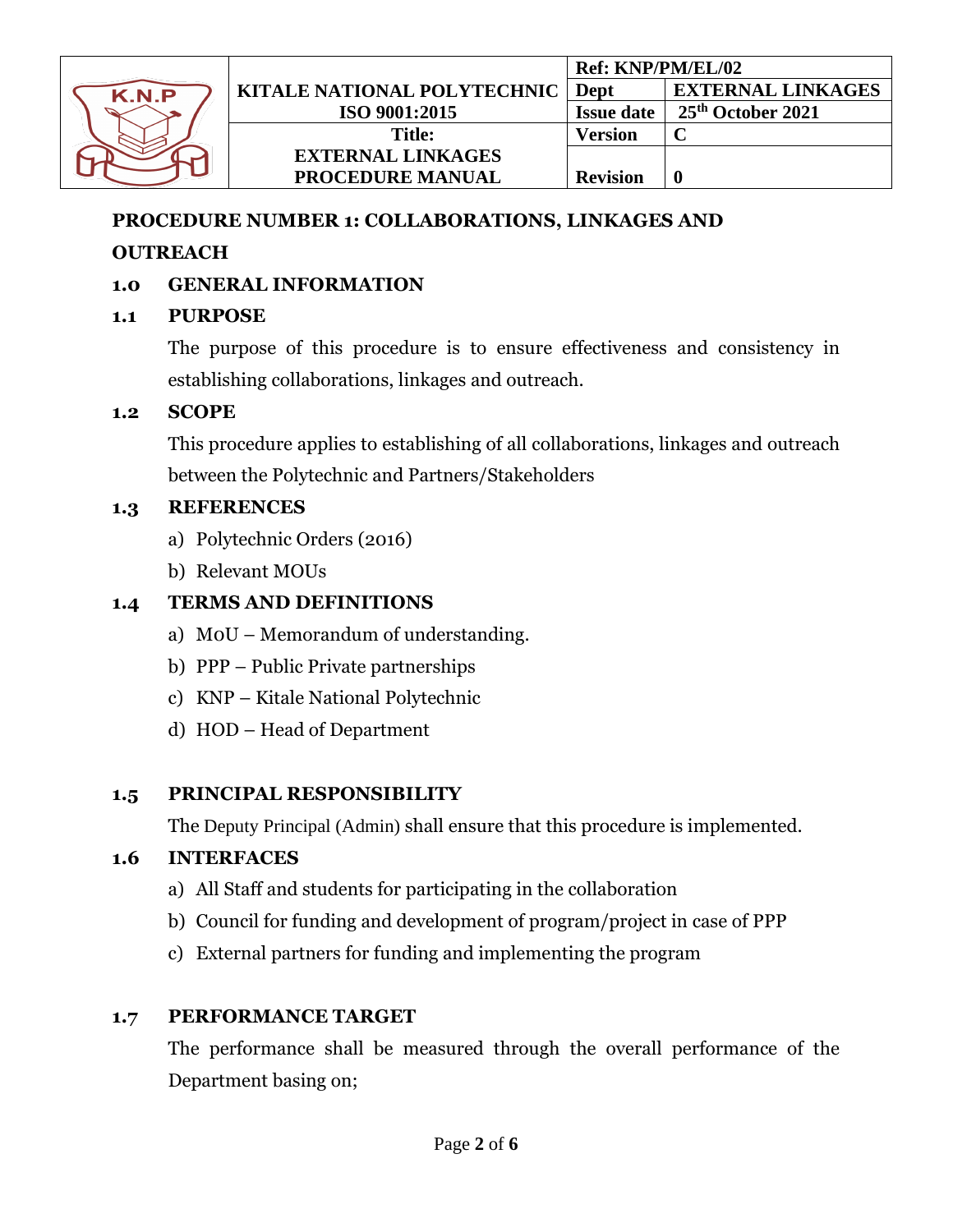## PROCEDURE NUMBER 1: COLLABORATIONS, LINKAGES AND OUTREACH

### 1.0 GENERAL INFORMATION

### 1.1 PURPOSE

The purpose of this procedure is to ensure effectiveness and consistency in establishing collaborations, linkages and outreach.

### 1.2 SCOPE

This procedure applies to establishing of all collaborations, linkages and outreach between the Polytechnic and Partners/Stakeholders

### 1.3 REFERENCES

a) Polytechnic Orders (2016)
b) Relevant MOUs

### 1.4 TERMS AND DEFINITIONS

a) MoU – Memorandum of understanding.
b) PPP – Public Private partnerships
c) KNP – Kitale National Polytechnic
d) HOD – Head of Department

### 1.5 PRINCIPAL RESPONSIBILITY

The Deputy Principal (Admin) shall ensure that this procedure is implemented.

### 1.6 INTERFACES

a) All Staff and students for participating in the collaboration
b) Council for funding and development of program/project in case of PPP
c) External partners for funding and implementing the program

### 1.7 PERFORMANCE TARGET

The performance shall be measured through the overall performance of the Department basing on;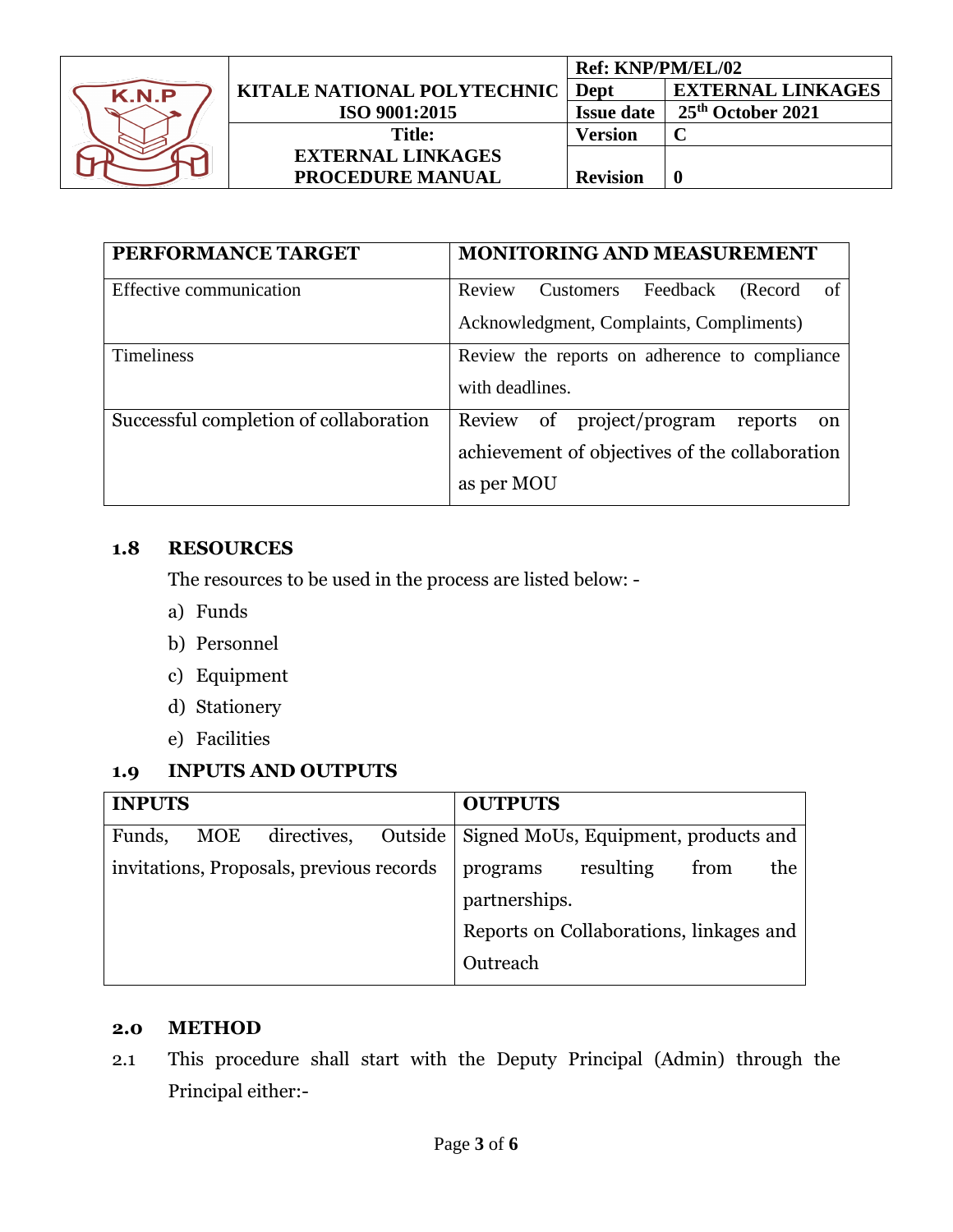| PERFORMANCE TARGET | MONITORING AND MEASUREMENT |
|---|---|
| Effective communication | Review Customers Feedback (Record of Acknowledgment, Complaints, Compliments) |
| Timeliness | Review the reports on adherence to compliance with deadlines. |
| Successful completion of collaboration | Review of project/program reports on achievement of objectives of the collaboration as per MOU |

### 1.8 RESOURCES

The resources to be used in the process are listed below: -

a) Funds
b) Personnel
c) Equipment
d) Stationery
e) Facilities

### 1.9 INPUTS AND OUTPUTS

| INPUTS | OUTPUTS |
|---|---|
| Funds, MOE directives, Outside invitations, Proposals, previous records | Signed MoUs, Equipment, products and programs resulting from the partnerships. Reports on Collaborations, linkages and Outreach |

## 2.0 METHOD

2.1 This procedure shall start with the Deputy Principal (Admin) through the Principal either:-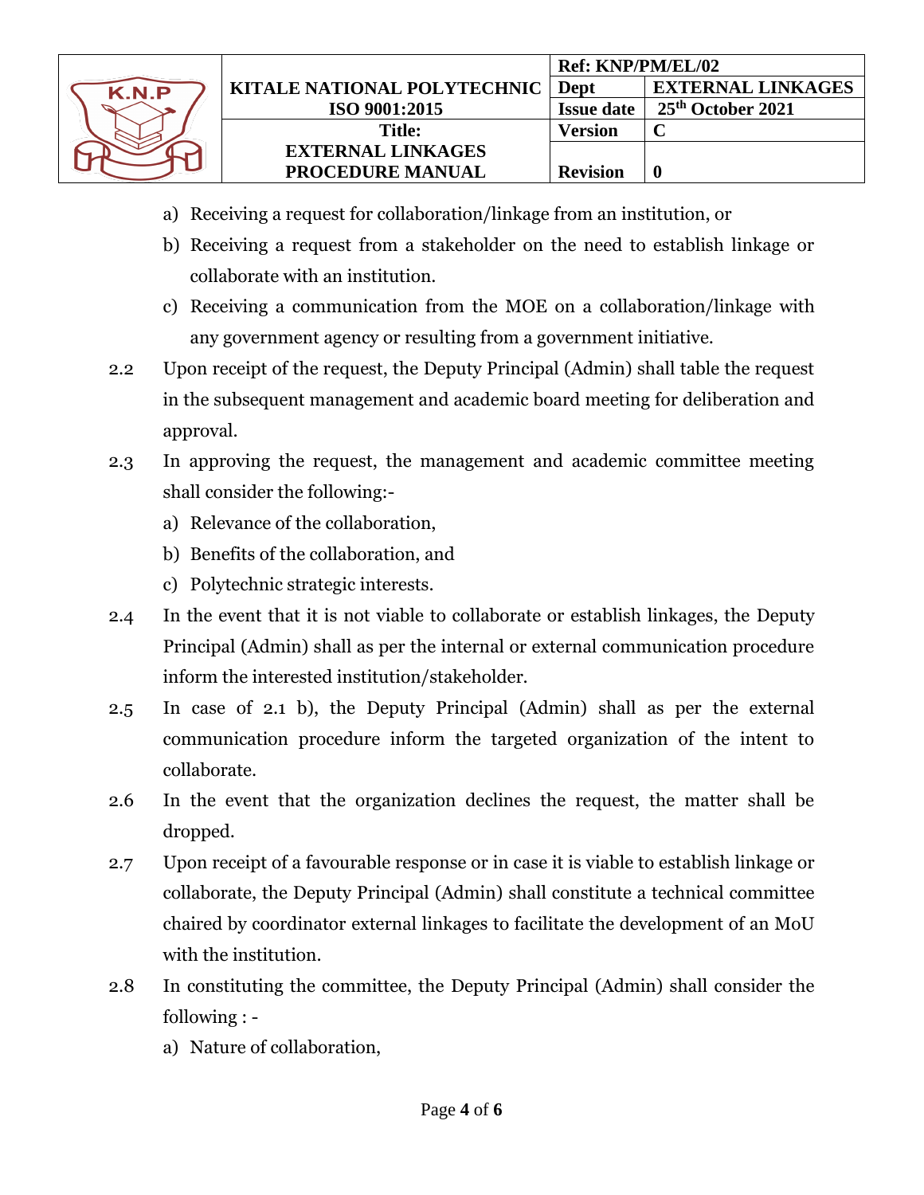a) Receiving a request for collaboration/linkage from an institution, or
b) Receiving a request from a stakeholder on the need to establish linkage or collaborate with an institution.
c) Receiving a communication from the MOE on a collaboration/linkage with any government agency or resulting from a government initiative.

2.2 Upon receipt of the request, the Deputy Principal (Admin) shall table the request in the subsequent management and academic board meeting for deliberation and approval.

2.3 In approving the request, the management and academic committee meeting shall consider the following:-

a) Relevance of the collaboration,
b) Benefits of the collaboration, and
c) Polytechnic strategic interests.

2.4 In the event that it is not viable to collaborate or establish linkages, the Deputy Principal (Admin) shall as per the internal or external communication procedure inform the interested institution/stakeholder.

2.5 In case of 2.1 b), the Deputy Principal (Admin) shall as per the external communication procedure inform the targeted organization of the intent to collaborate.

2.6 In the event that the organization declines the request, the matter shall be dropped.

2.7 Upon receipt of a favourable response or in case it is viable to establish linkage or collaborate, the Deputy Principal (Admin) shall constitute a technical committee chaired by coordinator external linkages to facilitate the development of an MoU with the institution.

2.8 In constituting the committee, the Deputy Principal (Admin) shall consider the following : -

a) Nature of collaboration,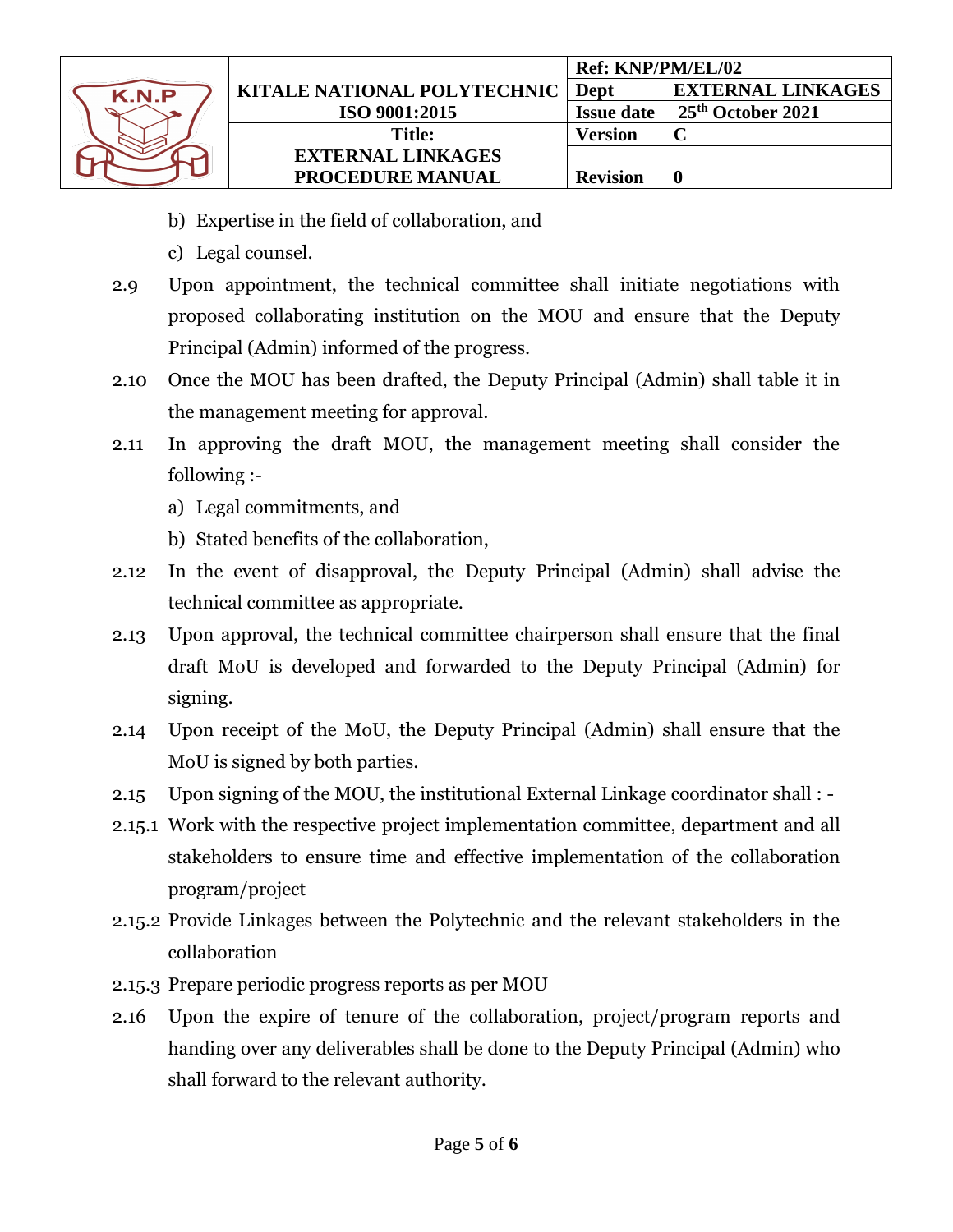b) Expertise in the field of collaboration, and

c) Legal counsel.

2.9 Upon appointment, the technical committee shall initiate negotiations with proposed collaborating institution on the MOU and ensure that the Deputy Principal (Admin) informed of the progress.

2.10 Once the MOU has been drafted, the Deputy Principal (Admin) shall table it in the management meeting for approval.

2.11 In approving the draft MOU, the management meeting shall consider the following :-

a) Legal commitments, and

b) Stated benefits of the collaboration,

2.12 In the event of disapproval, the Deputy Principal (Admin) shall advise the technical committee as appropriate.

2.13 Upon approval, the technical committee chairperson shall ensure that the final draft MoU is developed and forwarded to the Deputy Principal (Admin) for signing.

2.14 Upon receipt of the MoU, the Deputy Principal (Admin) shall ensure that the MoU is signed by both parties.

2.15 Upon signing of the MOU, the institutional External Linkage coordinator shall : -

2.15.1 Work with the respective project implementation committee, department and all stakeholders to ensure time and effective implementation of the collaboration program/project

2.15.2 Provide Linkages between the Polytechnic and the relevant stakeholders in the collaboration

2.15.3 Prepare periodic progress reports as per MOU

2.16 Upon the expire of tenure of the collaboration, project/program reports and handing over any deliverables shall be done to the Deputy Principal (Admin) who shall forward to the relevant authority.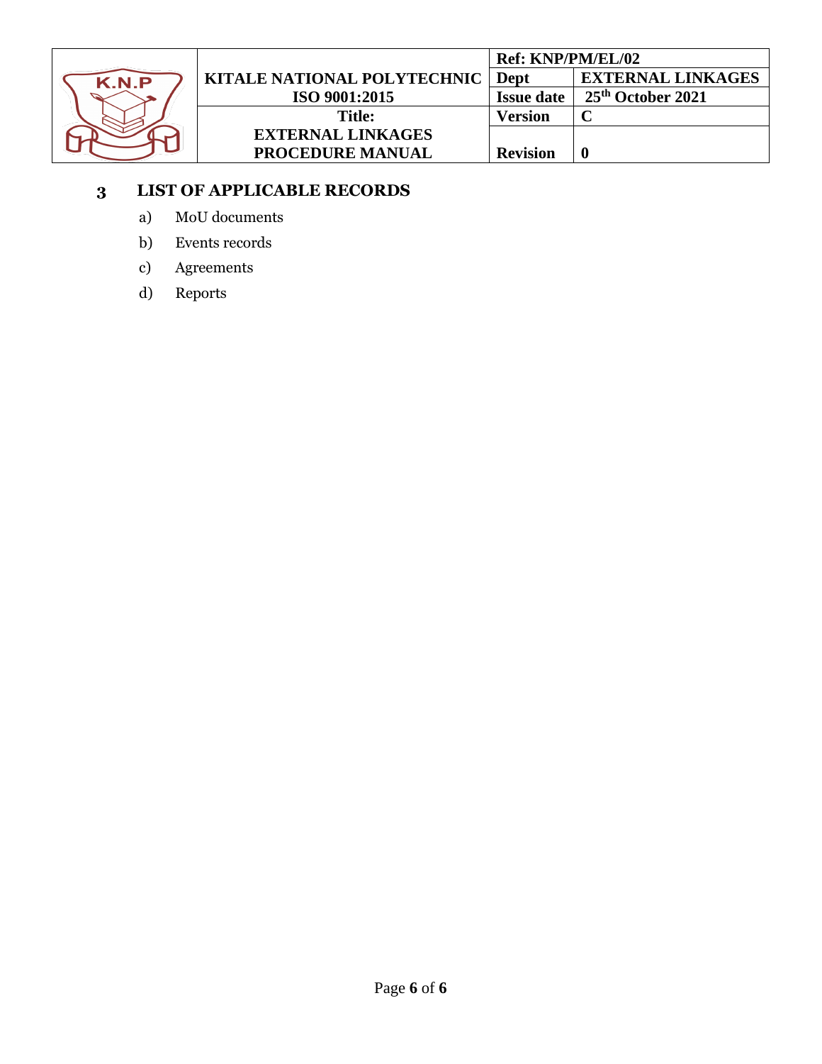## 3 LIST OF APPLICABLE RECORDS

a) MoU documents

b) Events records

c) Agreements

d) Reports